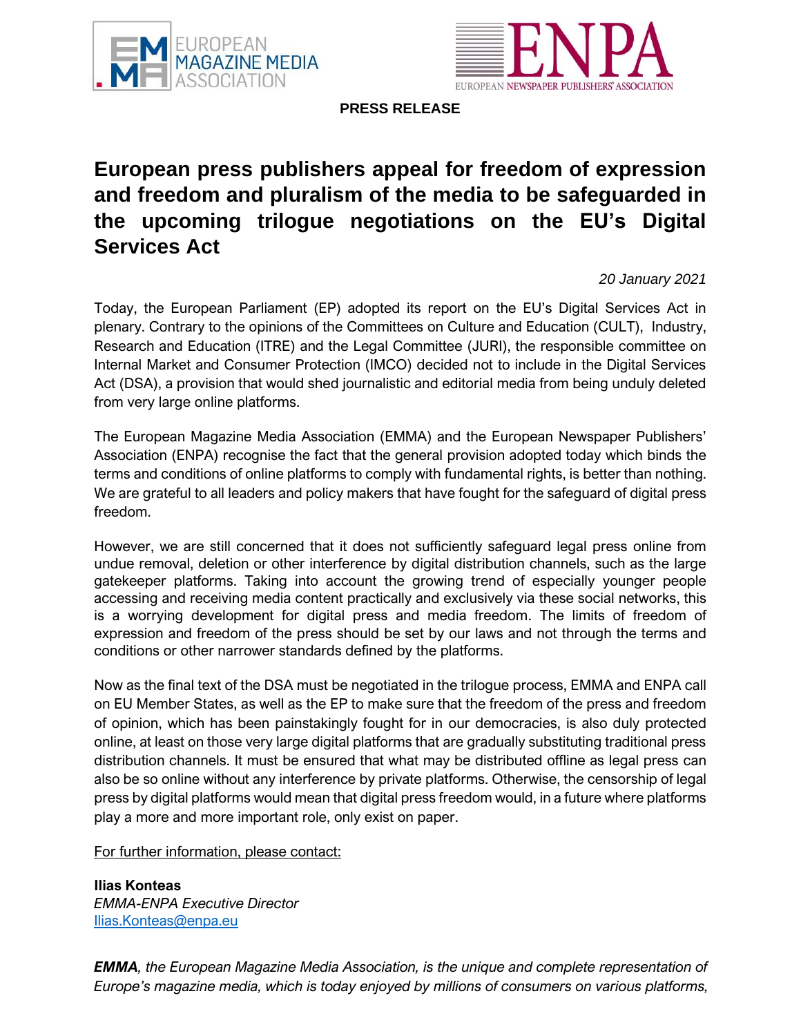**PRESS RELEASE**

# European press publishers appeal for freedom of expression and freedom and pluralism of the media to be safeguarded in the upcoming trilogue negotiations on the EU's Digital Services Act

*20 January 2021*

Today, the European Parliament (EP) adopted its report on the EU's Digital Services Act in plenary. Contrary to the opinions of the Committees on Culture and Education (CULT), Industry, Research and Education (ITRE) and the Legal Committee (JURI), the responsible committee on Internal Market and Consumer Protection (IMCO) decided not to include in the Digital Services Act (DSA), a provision that would shed journalistic and editorial media from being unduly deleted from very large online platforms.

The European Magazine Media Association (EMMA) and the European Newspaper Publishers' Association (ENPA) recognise the fact that the general provision adopted today which binds the terms and conditions of online platforms to comply with fundamental rights, is better than nothing. We are grateful to all leaders and policy makers that have fought for the safeguard of digital press freedom.

However, we are still concerned that it does not sufficiently safeguard legal press online from undue removal, deletion or other interference by digital distribution channels, such as the large gatekeeper platforms. Taking into account the growing trend of especially younger people accessing and receiving media content practically and exclusively via these social networks, this is a worrying development for digital press and media freedom. The limits of freedom of expression and freedom of the press should be set by our laws and not through the terms and conditions or other narrower standards defined by the platforms.

Now as the final text of the DSA must be negotiated in the trilogue process, EMMA and ENPA call on EU Member States, as well as the EP to make sure that the freedom of the press and freedom of opinion, which has been painstakingly fought for in our democracies, is also duly protected online, at least on those very large digital platforms that are gradually substituting traditional press distribution channels. It must be ensured that what may be distributed offline as legal press can also be so online without any interference by private platforms. Otherwise, the censorship of legal press by digital platforms would mean that digital press freedom would, in a future where platforms play a more and more important role, only exist on paper.

For further information, please contact:

**Ilias Konteas**
*EMMA-ENPA Executive Director*
Ilias.Konteas@enpa.eu

***EMMA****, the European Magazine Media Association, is the unique and complete representation of Europe's magazine media, which is today enjoyed by millions of consumers on various platforms,*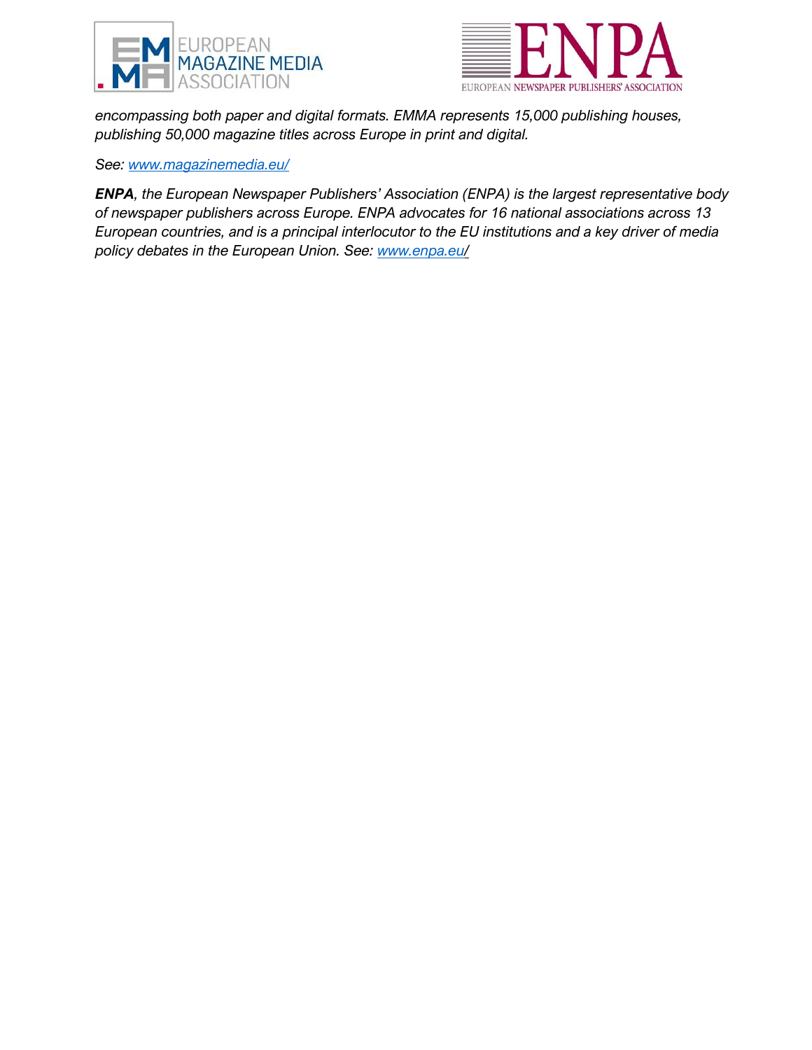*encompassing both paper and digital formats. EMMA represents 15,000 publishing houses, publishing 50,000 magazine titles across Europe in print and digital.*

*See: [www.magazinemedia.eu/](http://www.magazinemedia.eu/)*

***ENPA**, the European Newspaper Publishers' Association (ENPA) is the largest representative body of newspaper publishers across Europe. ENPA advocates for 16 national associations across 13 European countries, and is a principal interlocutor to the EU institutions and a key driver of media policy debates in the European Union. See: [www.enpa.eu/](http://www.enpa.eu/)*